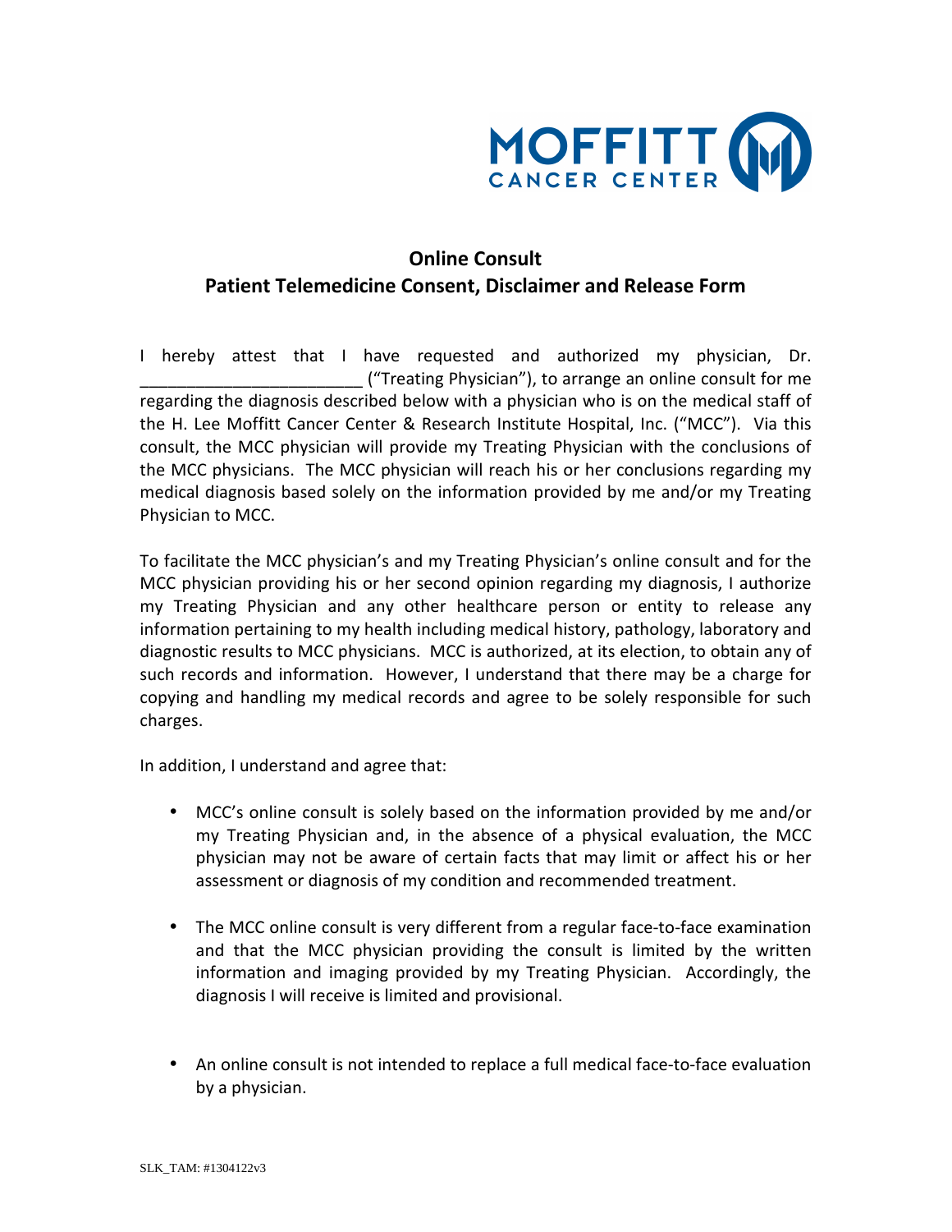MOFFITT CANCER CENTER

## Online Consult
## Patient Telemedicine Consent, Disclaimer and Release Form

I hereby attest that I have requested and authorized my physician, Dr. _______________________ ("Treating Physician"), to arrange an online consult for me regarding the diagnosis described below with a physician who is on the medical staff of the H. Lee Moffitt Cancer Center & Research Institute Hospital, Inc. ("MCC"). Via this consult, the MCC physician will provide my Treating Physician with the conclusions of the MCC physicians. The MCC physician will reach his or her conclusions regarding my medical diagnosis based solely on the information provided by me and/or my Treating Physician to MCC.

To facilitate the MCC physician's and my Treating Physician's online consult and for the MCC physician providing his or her second opinion regarding my diagnosis, I authorize my Treating Physician and any other healthcare person or entity to release any information pertaining to my health including medical history, pathology, laboratory and diagnostic results to MCC physicians. MCC is authorized, at its election, to obtain any of such records and information. However, I understand that there may be a charge for copying and handling my medical records and agree to be solely responsible for such charges.

In addition, I understand and agree that:

- MCC's online consult is solely based on the information provided by me and/or my Treating Physician and, in the absence of a physical evaluation, the MCC physician may not be aware of certain facts that may limit or affect his or her assessment or diagnosis of my condition and recommended treatment.

- The MCC online consult is very different from a regular face-to-face examination and that the MCC physician providing the consult is limited by the written information and imaging provided by my Treating Physician. Accordingly, the diagnosis I will receive is limited and provisional.

- An online consult is not intended to replace a full medical face-to-face evaluation by a physician.

SLK_TAM: #1304122v3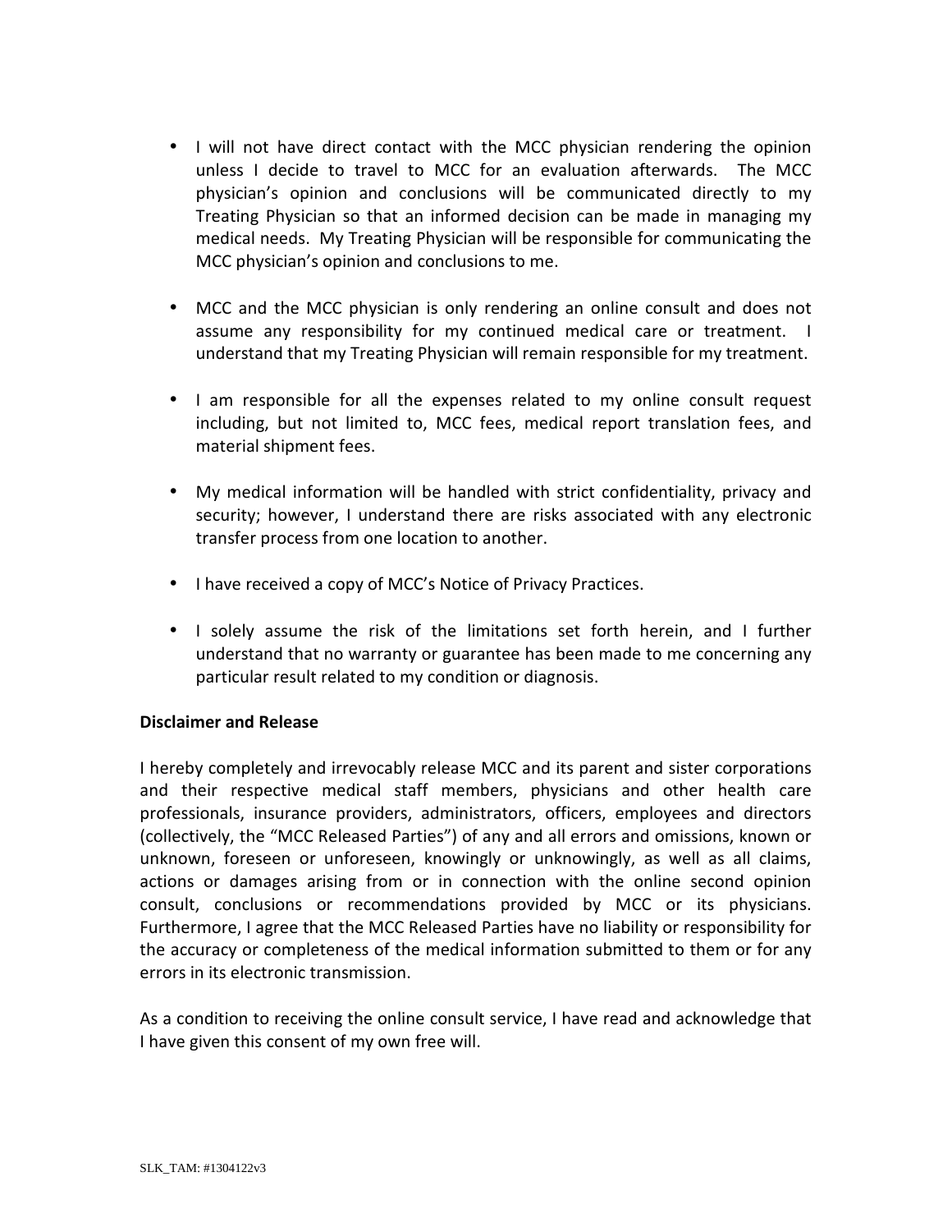- I will not have direct contact with the MCC physician rendering the opinion unless I decide to travel to MCC for an evaluation afterwards. The MCC physician's opinion and conclusions will be communicated directly to my Treating Physician so that an informed decision can be made in managing my medical needs. My Treating Physician will be responsible for communicating the MCC physician's opinion and conclusions to me.

- MCC and the MCC physician is only rendering an online consult and does not assume any responsibility for my continued medical care or treatment. I understand that my Treating Physician will remain responsible for my treatment.

- I am responsible for all the expenses related to my online consult request including, but not limited to, MCC fees, medical report translation fees, and material shipment fees.

- My medical information will be handled with strict confidentiality, privacy and security; however, I understand there are risks associated with any electronic transfer process from one location to another.

- I have received a copy of MCC's Notice of Privacy Practices.

- I solely assume the risk of the limitations set forth herein, and I further understand that no warranty or guarantee has been made to me concerning any particular result related to my condition or diagnosis.

**Disclaimer and Release**

I hereby completely and irrevocably release MCC and its parent and sister corporations and their respective medical staff members, physicians and other health care professionals, insurance providers, administrators, officers, employees and directors (collectively, the "MCC Released Parties") of any and all errors and omissions, known or unknown, foreseen or unforeseen, knowingly or unknowingly, as well as all claims, actions or damages arising from or in connection with the online second opinion consult, conclusions or recommendations provided by MCC or its physicians. Furthermore, I agree that the MCC Released Parties have no liability or responsibility for the accuracy or completeness of the medical information submitted to them or for any errors in its electronic transmission.

As a condition to receiving the online consult service, I have read and acknowledge that I have given this consent of my own free will.

SLK_TAM: #1304122v3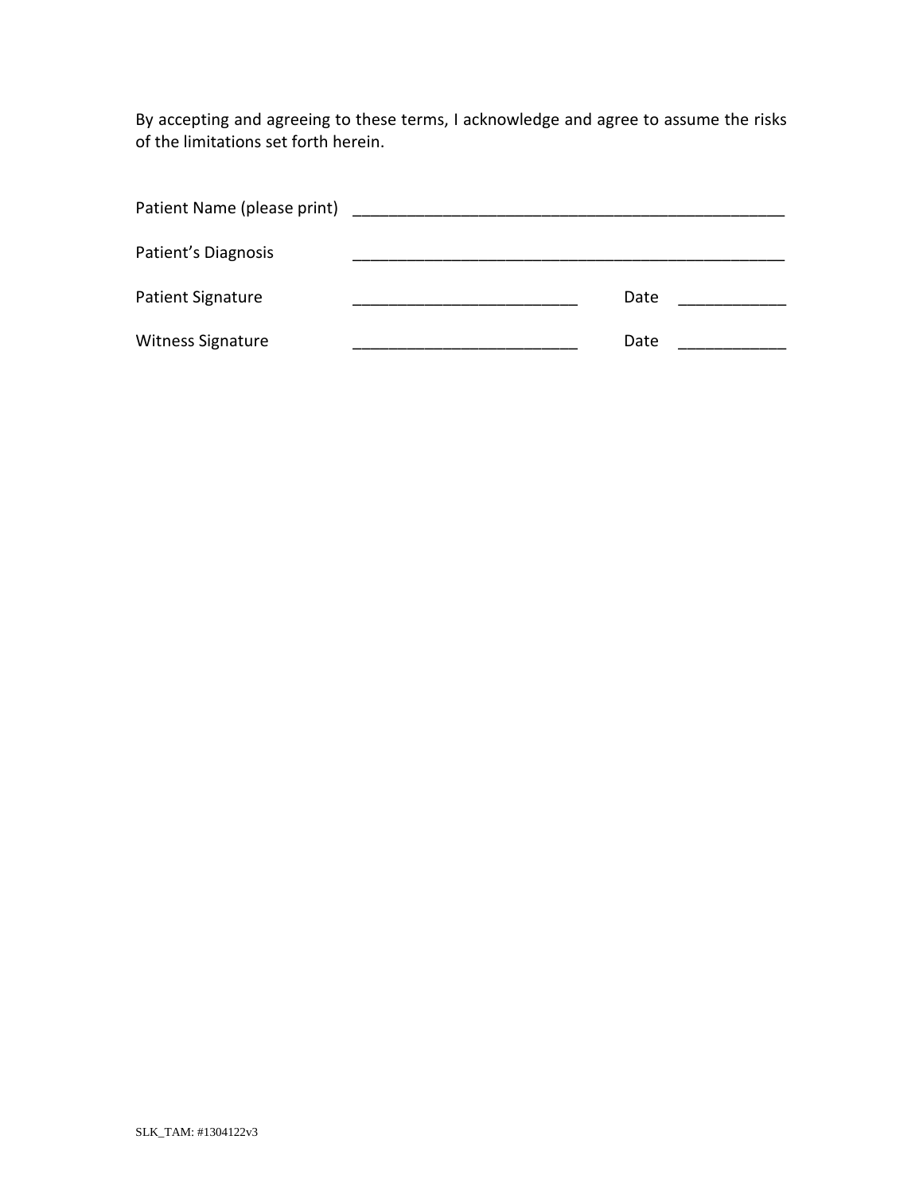By accepting and agreeing to these terms, I acknowledge and agree to assume the risks of the limitations set forth herein.

Patient Name (please print) __________________________________________________

Patient's Diagnosis __________________________________________________

Patient Signature _________________________ Date ____________

Witness Signature _________________________ Date ____________

SLK_TAM: #1304122v3